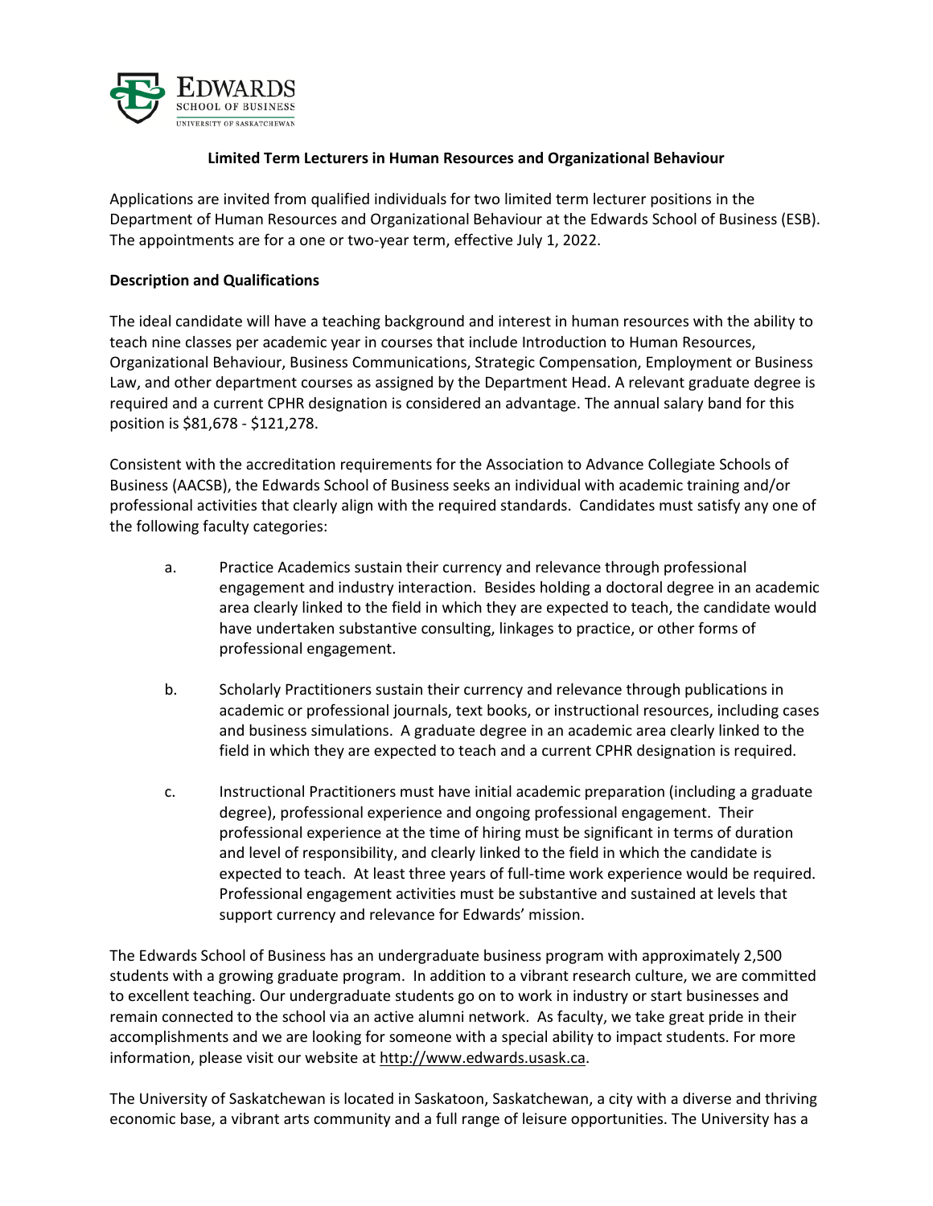**Limited Term Lecturers in Human Resources and Organizational Behaviour**

Applications are invited from qualified individuals for two limited term lecturer positions in the Department of Human Resources and Organizational Behaviour at the Edwards School of Business (ESB). The appointments are for a one or two-year term, effective July 1, 2022.

**Description and Qualifications**

The ideal candidate will have a teaching background and interest in human resources with the ability to teach nine classes per academic year in courses that include Introduction to Human Resources, Organizational Behaviour, Business Communications, Strategic Compensation, Employment or Business Law, and other department courses as assigned by the Department Head. A relevant graduate degree is required and a current CPHR designation is considered an advantage. The annual salary band for this position is $81,678 - $121,278.

Consistent with the accreditation requirements for the Association to Advance Collegiate Schools of Business (AACSB), the Edwards School of Business seeks an individual with academic training and/or professional activities that clearly align with the required standards. Candidates must satisfy any one of the following faculty categories:

a. Practice Academics sustain their currency and relevance through professional engagement and industry interaction. Besides holding a doctoral degree in an academic area clearly linked to the field in which they are expected to teach, the candidate would have undertaken substantive consulting, linkages to practice, or other forms of professional engagement.

b. Scholarly Practitioners sustain their currency and relevance through publications in academic or professional journals, text books, or instructional resources, including cases and business simulations. A graduate degree in an academic area clearly linked to the field in which they are expected to teach and a current CPHR designation is required.

c. Instructional Practitioners must have initial academic preparation (including a graduate degree), professional experience and ongoing professional engagement. Their professional experience at the time of hiring must be significant in terms of duration and level of responsibility, and clearly linked to the field in which the candidate is expected to teach. At least three years of full-time work experience would be required. Professional engagement activities must be substantive and sustained at levels that support currency and relevance for Edwards' mission.

The Edwards School of Business has an undergraduate business program with approximately 2,500 students with a growing graduate program. In addition to a vibrant research culture, we are committed to excellent teaching. Our undergraduate students go on to work in industry or start businesses and remain connected to the school via an active alumni network. As faculty, we take great pride in their accomplishments and we are looking for someone with a special ability to impact students. For more information, please visit our website at http://www.edwards.usask.ca.

The University of Saskatchewan is located in Saskatoon, Saskatchewan, a city with a diverse and thriving economic base, a vibrant arts community and a full range of leisure opportunities. The University has a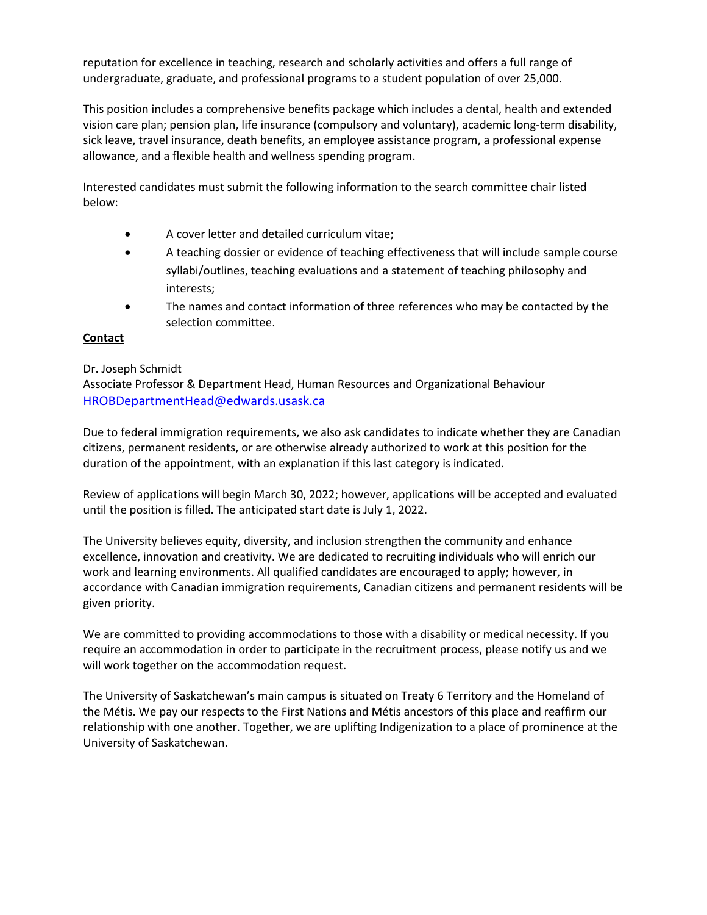reputation for excellence in teaching, research and scholarly activities and offers a full range of undergraduate, graduate, and professional programs to a student population of over 25,000.

This position includes a comprehensive benefits package which includes a dental, health and extended vision care plan; pension plan, life insurance (compulsory and voluntary), academic long-term disability, sick leave, travel insurance, death benefits, an employee assistance program, a professional expense allowance, and a flexible health and wellness spending program.

Interested candidates must submit the following information to the search committee chair listed below:

- A cover letter and detailed curriculum vitae;
- A teaching dossier or evidence of teaching effectiveness that will include sample course syllabi/outlines, teaching evaluations and a statement of teaching philosophy and interests;
- The names and contact information of three references who may be contacted by the selection committee.

**Contact**

Dr. Joseph Schmidt
Associate Professor & Department Head, Human Resources and Organizational Behaviour
HROBDepartmentHead@edwards.usask.ca

Due to federal immigration requirements, we also ask candidates to indicate whether they are Canadian citizens, permanent residents, or are otherwise already authorized to work at this position for the duration of the appointment, with an explanation if this last category is indicated.

Review of applications will begin March 30, 2022; however, applications will be accepted and evaluated until the position is filled. The anticipated start date is July 1, 2022.

The University believes equity, diversity, and inclusion strengthen the community and enhance excellence, innovation and creativity. We are dedicated to recruiting individuals who will enrich our work and learning environments. All qualified candidates are encouraged to apply; however, in accordance with Canadian immigration requirements, Canadian citizens and permanent residents will be given priority.

We are committed to providing accommodations to those with a disability or medical necessity. If you require an accommodation in order to participate in the recruitment process, please notify us and we will work together on the accommodation request.

The University of Saskatchewan's main campus is situated on Treaty 6 Territory and the Homeland of the Métis. We pay our respects to the First Nations and Métis ancestors of this place and reaffirm our relationship with one another. Together, we are uplifting Indigenization to a place of prominence at the University of Saskatchewan.